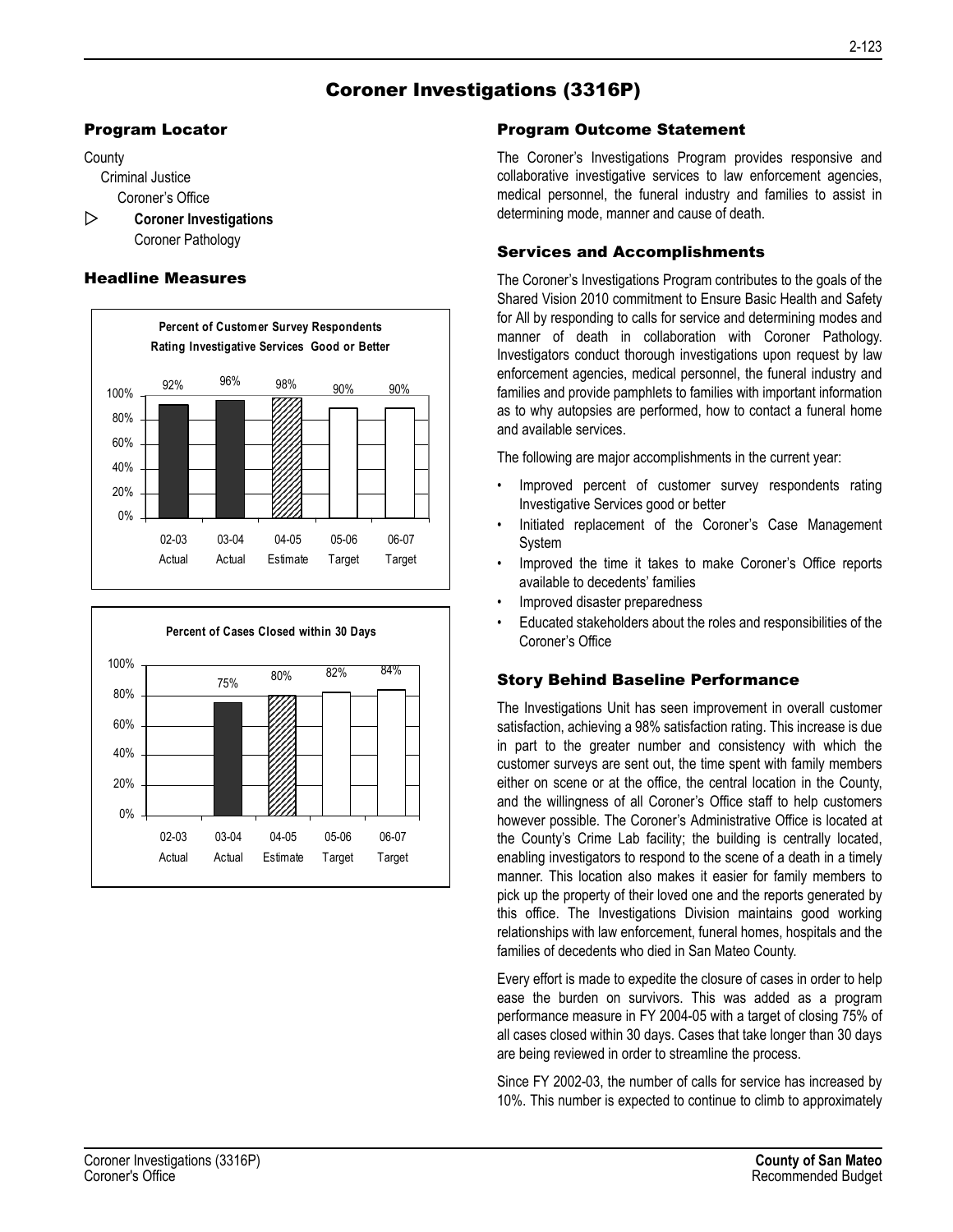# Coroner Investigations (3316P)

## Program Locator

County
Criminal Justice
Coroner's Office
▷ **Coroner Investigations**
Coroner Pathology

## Headline Measures

**Percent of Customer Survey Respondents Rating Investigative Services Good or Better**

92% 96% 98% 90% 90%

100% 80% 60% 40% 20% 0%

02-03 Actual, 03-04 Actual, 04-05 Estimate, 05-06 Target, 06-07 Target

**Percent of Cases Closed within 30 Days**

75% 80% 82% 84%

100% 80% 60% 40% 20% 0%

02-03 Actual, 03-04 Actual, 04-05 Estimate, 05-06 Target, 06-07 Target

## Program Outcome Statement

The Coroner's Investigations Program provides responsive and collaborative investigative services to law enforcement agencies, medical personnel, the funeral industry and families to assist in determining mode, manner and cause of death.

## Services and Accomplishments

The Coroner's Investigations Program contributes to the goals of the Shared Vision 2010 commitment to Ensure Basic Health and Safety for All by responding to calls for service and determining modes and manner of death in collaboration with Coroner Pathology. Investigators conduct thorough investigations upon request by law enforcement agencies, medical personnel, the funeral industry and families and provide pamphlets to families with important information as to why autopsies are performed, how to contact a funeral home and available services.

The following are major accomplishments in the current year:

- Improved percent of customer survey respondents rating Investigative Services good or better
- Initiated replacement of the Coroner's Case Management System
- Improved the time it takes to make Coroner's Office reports available to decedents' families
- Improved disaster preparedness
- Educated stakeholders about the roles and responsibilities of the Coroner's Office

## Story Behind Baseline Performance

The Investigations Unit has seen improvement in overall customer satisfaction, achieving a 98% satisfaction rating. This increase is due in part to the greater number and consistency with which the customer surveys are sent out, the time spent with family members either on scene or at the office, the central location in the County, and the willingness of all Coroner's Office staff to help customers however possible. The Coroner's Administrative Office is located at the County's Crime Lab facility; the building is centrally located, enabling investigators to respond to the scene of a death in a timely manner. This location also makes it easier for family members to pick up the property of their loved one and the reports generated by this office. The Investigations Division maintains good working relationships with law enforcement, funeral homes, hospitals and the families of decedents who died in San Mateo County.

Every effort is made to expedite the closure of cases in order to help ease the burden on survivors. This was added as a program performance measure in FY 2004-05 with a target of closing 75% of all cases closed within 30 days. Cases that take longer than 30 days are being reviewed in order to streamline the process.

Since FY 2002-03, the number of calls for service has increased by 10%. This number is expected to continue to climb to approximately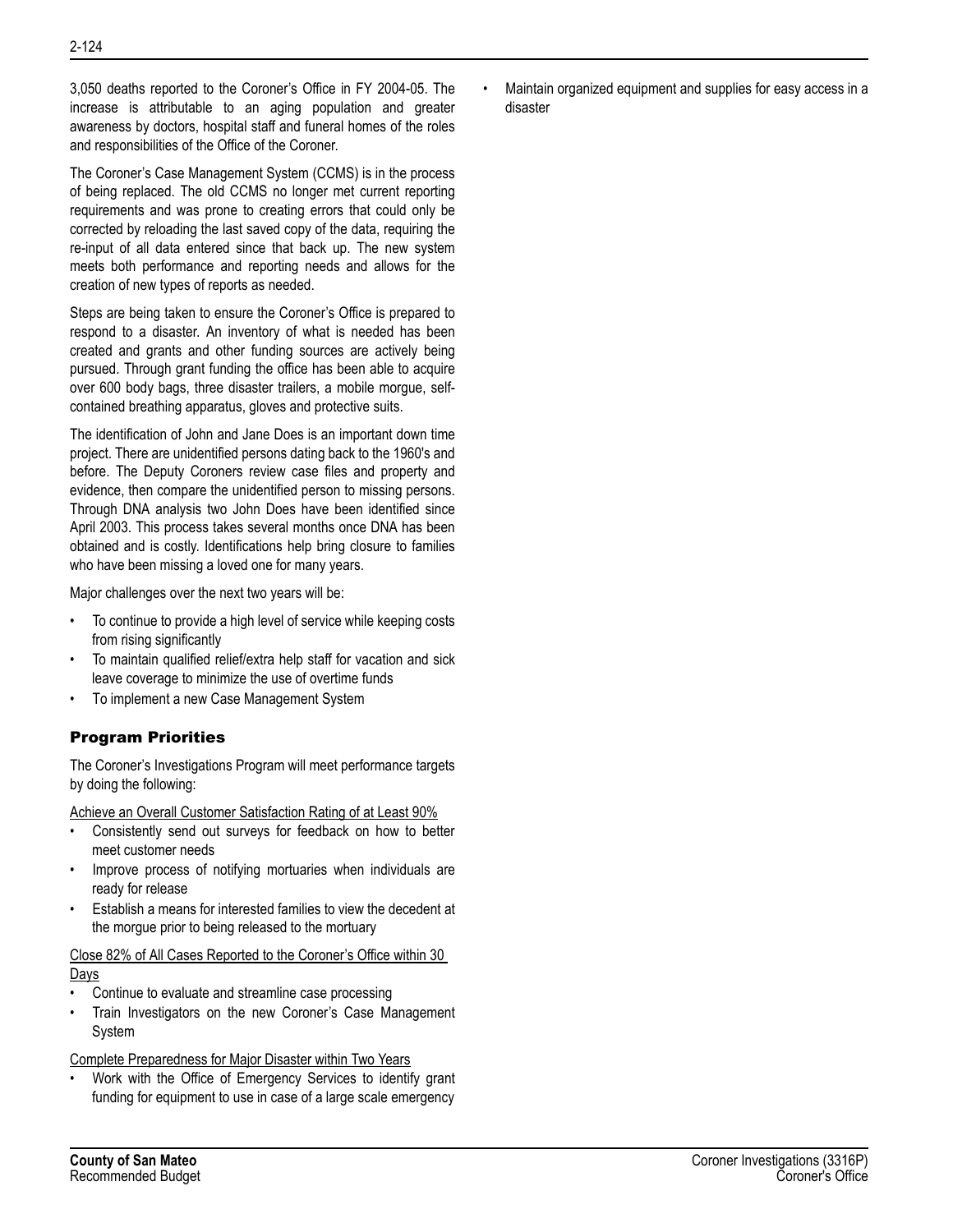3,050 deaths reported to the Coroner's Office in FY 2004-05. The increase is attributable to an aging population and greater awareness by doctors, hospital staff and funeral homes of the roles and responsibilities of the Office of the Coroner.

The Coroner's Case Management System (CCMS) is in the process of being replaced. The old CCMS no longer met current reporting requirements and was prone to creating errors that could only be corrected by reloading the last saved copy of the data, requiring the re-input of all data entered since that back up. The new system meets both performance and reporting needs and allows for the creation of new types of reports as needed.

Steps are being taken to ensure the Coroner's Office is prepared to respond to a disaster. An inventory of what is needed has been created and grants and other funding sources are actively being pursued. Through grant funding the office has been able to acquire over 600 body bags, three disaster trailers, a mobile morgue, self-contained breathing apparatus, gloves and protective suits.

The identification of John and Jane Does is an important down time project. There are unidentified persons dating back to the 1960's and before. The Deputy Coroners review case files and property and evidence, then compare the unidentified person to missing persons. Through DNA analysis two John Does have been identified since April 2003. This process takes several months once DNA has been obtained and is costly. Identifications help bring closure to families who have been missing a loved one for many years.

Major challenges over the next two years will be:

- To continue to provide a high level of service while keeping costs from rising significantly
- To maintain qualified relief/extra help staff for vacation and sick leave coverage to minimize the use of overtime funds
- To implement a new Case Management System

## Program Priorities

The Coroner's Investigations Program will meet performance targets by doing the following:

Achieve an Overall Customer Satisfaction Rating of at Least 90%

- Consistently send out surveys for feedback on how to better meet customer needs
- Improve process of notifying mortuaries when individuals are ready for release
- Establish a means for interested families to view the decedent at the morgue prior to being released to the mortuary

Close 82% of All Cases Reported to the Coroner's Office within 30 Days

- Continue to evaluate and streamline case processing
- Train Investigators on the new Coroner's Case Management System

Complete Preparedness for Major Disaster within Two Years

- Work with the Office of Emergency Services to identify grant funding for equipment to use in case of a large scale emergency
- Maintain organized equipment and supplies for easy access in a disaster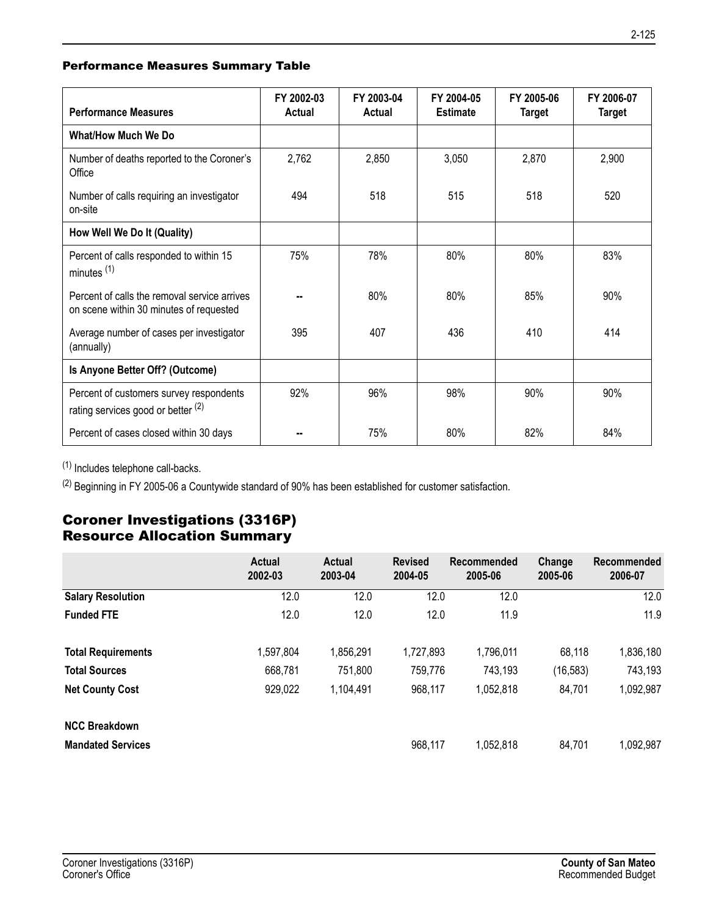### Performance Measures Summary Table

| Performance Measures | FY 2002-03 Actual | FY 2003-04 Actual | FY 2004-05 Estimate | FY 2005-06 Target | FY 2006-07 Target |
|---|---|---|---|---|---|
| **What/How Much We Do** | | | | | |
| Number of deaths reported to the Coroner's Office | 2,762 | 2,850 | 3,050 | 2,870 | 2,900 |
| Number of calls requiring an investigator on-site | 494 | 518 | 515 | 518 | 520 |
| **How Well We Do It (Quality)** | | | | | |
| Percent of calls responded to within 15 minutes [(1)] | 75% | 78% | 80% | 80% | 83% |
| Percent of calls the removal service arrives on scene within 30 minutes of requested | -- | 80% | 80% | 85% | 90% |
| Average number of cases per investigator (annually) | 395 | 407 | 436 | 410 | 414 |
| **Is Anyone Better Off? (Outcome)** | | | | | |
| Percent of customers survey respondents rating services good or better [(2)] | 92% | 96% | 98% | 90% | 90% |
| Percent of cases closed within 30 days | -- | 75% | 80% | 82% | 84% |

[(1)] Includes telephone call-backs.

[(2)] Beginning in FY 2005-06 a Countywide standard of 90% has been established for customer satisfaction.

## Coroner Investigations (3316P) Resource Allocation Summary

| | Actual 2002-03 | Actual 2003-04 | Revised 2004-05 | Recommended 2005-06 | Change 2005-06 | Recommended 2006-07 |
|---|---|---|---|---|---|---|
| **Salary Resolution** | 12.0 | 12.0 | 12.0 | 12.0 | | 12.0 |
| **Funded FTE** | 12.0 | 12.0 | 12.0 | 11.9 | | 11.9 |
| **Total Requirements** | 1,597,804 | 1,856,291 | 1,727,893 | 1,796,011 | 68,118 | 1,836,180 |
| **Total Sources** | 668,781 | 751,800 | 759,776 | 743,193 | (16,583) | 743,193 |
| **Net County Cost** | 929,022 | 1,104,491 | 968,117 | 1,052,818 | 84,701 | 1,092,987 |
| **NCC Breakdown** | | | | | | |
| **Mandated Services** | | | 968,117 | 1,052,818 | 84,701 | 1,092,987 |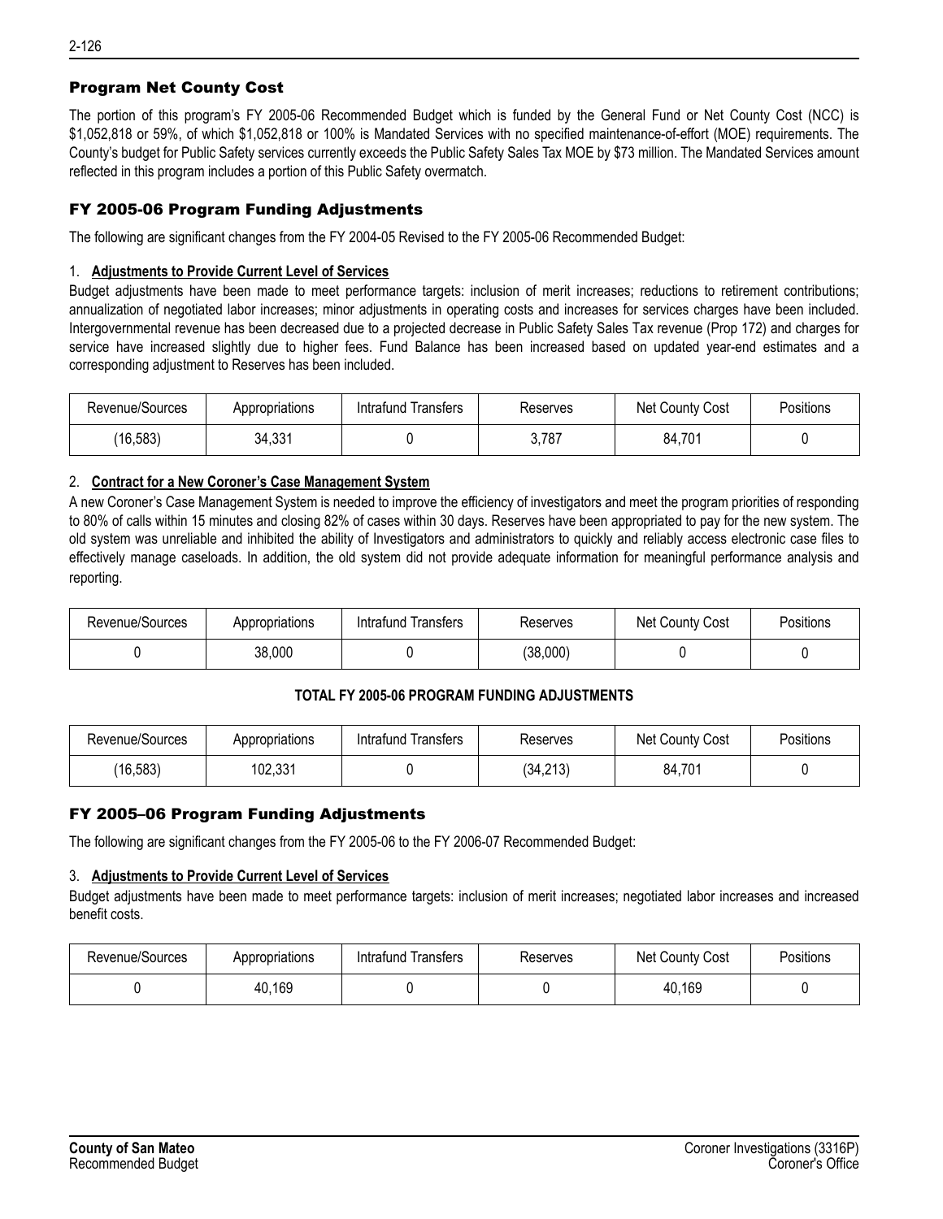## Program Net County Cost

The portion of this program's FY 2005-06 Recommended Budget which is funded by the General Fund or Net County Cost (NCC) is $1,052,818 or 59%, of which $1,052,818 or 100% is Mandated Services with no specified maintenance-of-effort (MOE) requirements. The County's budget for Public Safety services currently exceeds the Public Safety Sales Tax MOE by $73 million. The Mandated Services amount reflected in this program includes a portion of this Public Safety overmatch.

## FY 2005-06 Program Funding Adjustments

The following are significant changes from the FY 2004-05 Revised to the FY 2005-06 Recommended Budget:

1. **Adjustments to Provide Current Level of Services**

Budget adjustments have been made to meet performance targets: inclusion of merit increases; reductions to retirement contributions; annualization of negotiated labor increases; minor adjustments in operating costs and increases for services charges have been included. Intergovernmental revenue has been decreased due to a projected decrease in Public Safety Sales Tax revenue (Prop 172) and charges for service have increased slightly due to higher fees. Fund Balance has been increased based on updated year-end estimates and a corresponding adjustment to Reserves has been included.

| Revenue/Sources | Appropriations | Intrafund Transfers | Reserves | Net County Cost | Positions |
|---|---|---|---|---|---|
| (16,583) | 34,331 | 0 | 3,787 | 84,701 | 0 |

2. **Contract for a New Coroner's Case Management System**

A new Coroner's Case Management System is needed to improve the efficiency of investigators and meet the program priorities of responding to 80% of calls within 15 minutes and closing 82% of cases within 30 days. Reserves have been appropriated to pay for the new system. The old system was unreliable and inhibited the ability of Investigators and administrators to quickly and reliably access electronic case files to effectively manage caseloads. In addition, the old system did not provide adequate information for meaningful performance analysis and reporting.

| Revenue/Sources | Appropriations | Intrafund Transfers | Reserves | Net County Cost | Positions |
|---|---|---|---|---|---|
| 0 | 38,000 | 0 | (38,000) | 0 | 0 |

**TOTAL FY 2005-06 PROGRAM FUNDING ADJUSTMENTS**

| Revenue/Sources | Appropriations | Intrafund Transfers | Reserves | Net County Cost | Positions |
|---|---|---|---|---|---|
| (16,583) | 102,331 | 0 | (34,213) | 84,701 | 0 |

## FY 2005–06 Program Funding Adjustments

The following are significant changes from the FY 2005-06 to the FY 2006-07 Recommended Budget:

3. **Adjustments to Provide Current Level of Services**

Budget adjustments have been made to meet performance targets: inclusion of merit increases; negotiated labor increases and increased benefit costs.

| Revenue/Sources | Appropriations | Intrafund Transfers | Reserves | Net County Cost | Positions |
|---|---|---|---|---|---|
| 0 | 40,169 | 0 | 0 | 40,169 | 0 |